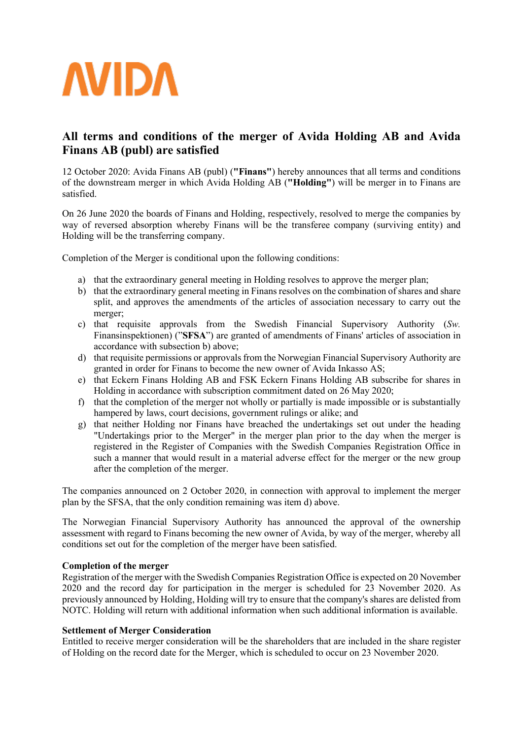AVIDA

## All terms and conditions of the merger of Avida Holding AB and Avida Finans AB (publ) are satisfied

12 October 2020: Avida Finans AB (publ) (**"Finans"**) hereby announces that all terms and conditions of the downstream merger in which Avida Holding AB (**"Holding"**) will be merger in to Finans are satisfied.

On 26 June 2020 the boards of Finans and Holding, respectively, resolved to merge the companies by way of reversed absorption whereby Finans will be the transferee company (surviving entity) and Holding will be the transferring company.

Completion of the Merger is conditional upon the following conditions:

a) that the extraordinary general meeting in Holding resolves to approve the merger plan;
b) that the extraordinary general meeting in Finans resolves on the combination of shares and share split, and approves the amendments of the articles of association necessary to carry out the merger;
c) that requisite approvals from the Swedish Financial Supervisory Authority (*Sw.* Finansinspektionen) ("**SFSA**") are granted of amendments of Finans' articles of association in accordance with subsection b) above;
d) that requisite permissions or approvals from the Norwegian Financial Supervisory Authority are granted in order for Finans to become the new owner of Avida Inkasso AS;
e) that Eckern Finans Holding AB and FSK Eckern Finans Holding AB subscribe for shares in Holding in accordance with subscription commitment dated on 26 May 2020;
f) that the completion of the merger not wholly or partially is made impossible or is substantially hampered by laws, court decisions, government rulings or alike; and
g) that neither Holding nor Finans have breached the undertakings set out under the heading "Undertakings prior to the Merger" in the merger plan prior to the day when the merger is registered in the Register of Companies with the Swedish Companies Registration Office in such a manner that would result in a material adverse effect for the merger or the new group after the completion of the merger.

The companies announced on 2 October 2020, in connection with approval to implement the merger plan by the SFSA, that the only condition remaining was item d) above.

The Norwegian Financial Supervisory Authority has announced the approval of the ownership assessment with regard to Finans becoming the new owner of Avida, by way of the merger, whereby all conditions set out for the completion of the merger have been satisfied.

**Completion of the merger**
Registration of the merger with the Swedish Companies Registration Office is expected on 20 November 2020 and the record day for participation in the merger is scheduled for 23 November 2020. As previously announced by Holding, Holding will try to ensure that the company's shares are delisted from NOTC. Holding will return with additional information when such additional information is available.

**Settlement of Merger Consideration**
Entitled to receive merger consideration will be the shareholders that are included in the share register of Holding on the record date for the Merger, which is scheduled to occur on 23 November 2020.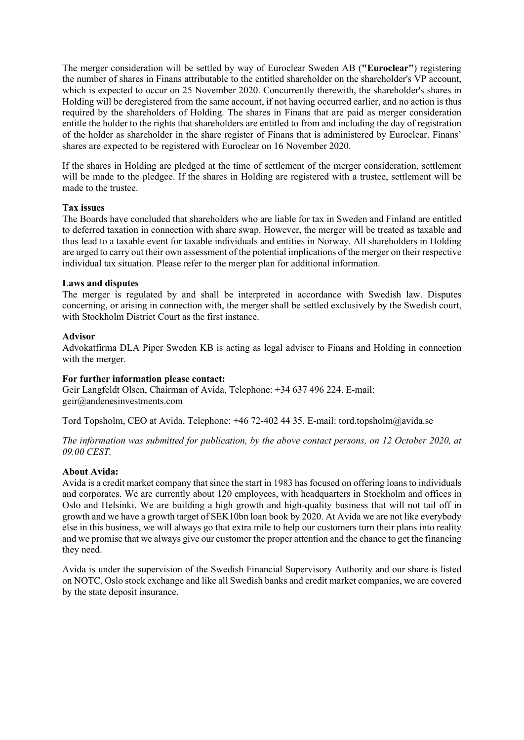The merger consideration will be settled by way of Euroclear Sweden AB (**"Euroclear"**) registering the number of shares in Finans attributable to the entitled shareholder on the shareholder's VP account, which is expected to occur on 25 November 2020. Concurrently therewith, the shareholder's shares in Holding will be deregistered from the same account, if not having occurred earlier, and no action is thus required by the shareholders of Holding. The shares in Finans that are paid as merger consideration entitle the holder to the rights that shareholders are entitled to from and including the day of registration of the holder as shareholder in the share register of Finans that is administered by Euroclear. Finans' shares are expected to be registered with Euroclear on 16 November 2020.

If the shares in Holding are pledged at the time of settlement of the merger consideration, settlement will be made to the pledgee. If the shares in Holding are registered with a trustee, settlement will be made to the trustee.

**Tax issues**

The Boards have concluded that shareholders who are liable for tax in Sweden and Finland are entitled to deferred taxation in connection with share swap. However, the merger will be treated as taxable and thus lead to a taxable event for taxable individuals and entities in Norway. All shareholders in Holding are urged to carry out their own assessment of the potential implications of the merger on their respective individual tax situation. Please refer to the merger plan for additional information.

**Laws and disputes**

The merger is regulated by and shall be interpreted in accordance with Swedish law. Disputes concerning, or arising in connection with, the merger shall be settled exclusively by the Swedish court, with Stockholm District Court as the first instance.

**Advisor**

Advokatfirma DLA Piper Sweden KB is acting as legal adviser to Finans and Holding in connection with the merger.

**For further information please contact:**

Geir Langfeldt Olsen, Chairman of Avida, Telephone: +34 637 496 224. E-mail: geir@andenesinvestments.com

Tord Topsholm, CEO at Avida, Telephone: +46 72-402 44 35. E-mail: tord.topsholm@avida.se

*The information was submitted for publication, by the above contact persons, on 12 October 2020, at 09.00 CEST.*

**About Avida:**

Avida is a credit market company that since the start in 1983 has focused on offering loans to individuals and corporates. We are currently about 120 employees, with headquarters in Stockholm and offices in Oslo and Helsinki. We are building a high growth and high-quality business that will not tail off in growth and we have a growth target of SEK10bn loan book by 2020. At Avida we are not like everybody else in this business, we will always go that extra mile to help our customers turn their plans into reality and we promise that we always give our customer the proper attention and the chance to get the financing they need.

Avida is under the supervision of the Swedish Financial Supervisory Authority and our share is listed on NOTC, Oslo stock exchange and like all Swedish banks and credit market companies, we are covered by the state deposit insurance.